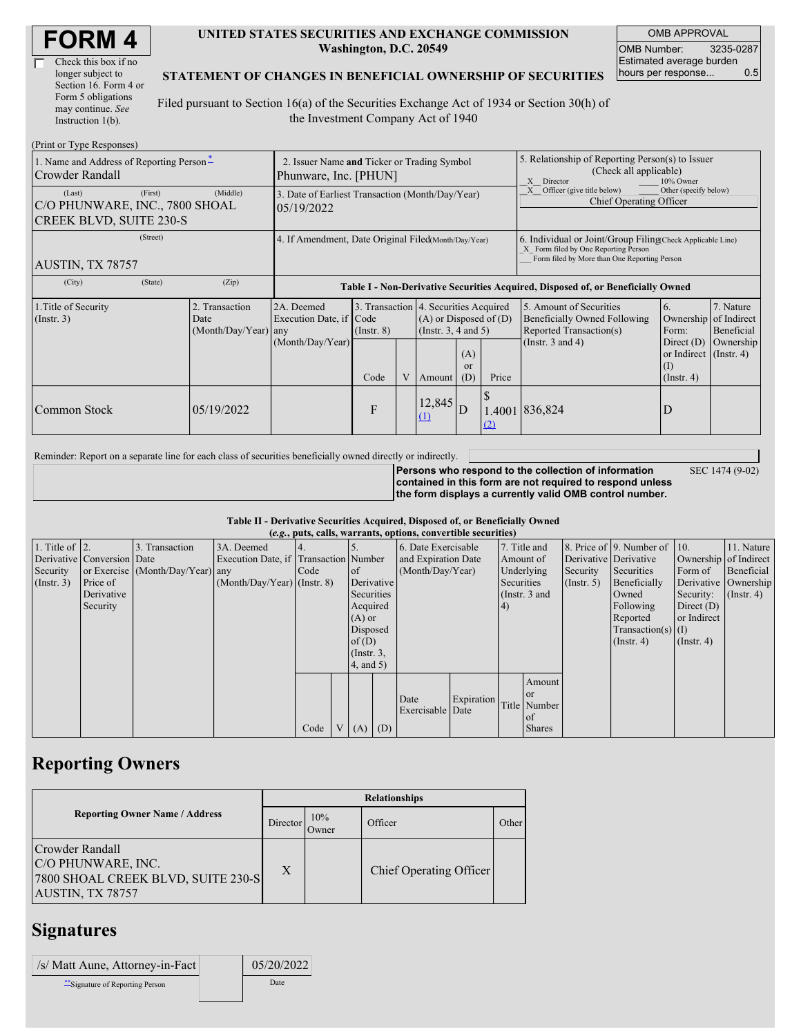# FORM 4

☐ Check this box if no longer subject to Section 16. Form 4 or Form 5 obligations may continue. *See* Instruction 1(b).

**UNITED STATES SECURITIES AND EXCHANGE COMMISSION**
**Washington, D.C. 20549**

**STATEMENT OF CHANGES IN BENEFICIAL OWNERSHIP OF SECURITIES**

Filed pursuant to Section 16(a) of the Securities Exchange Act of 1934 or Section 30(h) of the Investment Company Act of 1940

| OMB APPROVAL | |
|---|---|
| OMB Number: | 3235-0287 |
| Estimated average burden hours per response... | 0.5 |

(Print or Type Responses)

| 1. Name and Address of Reporting Person* | 2. Issuer Name and Ticker or Trading Symbol | 5. Relationship of Reporting Person(s) to Issuer (Check all applicable) |
|---|---|---|
| Crowder Randall | Phunware, Inc. [PHUN] | X Director ___ 10% Owner |
| (Last) (First) (Middle) C/O PHUNWARE, INC., 7800 SHOAL CREEK BLVD, SUITE 230-S | 3. Date of Earliest Transaction (Month/Day/Year) 05/19/2022 | X Officer (give title below) ___ Other (specify below) Chief Operating Officer |
| (Street) AUSTIN, TX 78757 | 4. If Amendment, Date Original Filed (Month/Day/Year) | 6. Individual or Joint/Group Filing (Check Applicable Line) X Form filed by One Reporting Person ___ Form filed by More than One Reporting Person |
| (City) (State) (Zip) | | |

**Table I - Non-Derivative Securities Acquired, Disposed of, or Beneficially Owned**

| 1.Title of Security (Instr. 3) | 2. Transaction Date (Month/Day/Year) | 2A. Deemed Execution Date, if any (Month/Day/Year) | 3. Transaction Code (Instr. 8) | | 4. Securities Acquired (A) or Disposed of (D) (Instr. 3, 4 and 5) | | | 5. Amount of Securities Beneficially Owned Following Reported Transaction(s) (Instr. 3 and 4) | 6. Ownership Form: Direct (D) or Indirect (I) (Instr. 4) | 7. Nature of Indirect Beneficial Ownership (Instr. 4) |
|---|---|---|---|---|---|---|---|---|---|---|
| | | | Code | V | Amount | (A) or (D) | Price | | | |
| Common Stock | 05/19/2022 | | F | | 12,845 (1) | D | $ 1.4001 (2) | 836,824 | D | |

Reminder: Report on a separate line for each class of securities beneficially owned directly or indirectly.

**Persons who respond to the collection of information contained in this form are not required to respond unless the form displays a currently valid OMB control number.** SEC 1474 (9-02)

**Table II - Derivative Securities Acquired, Disposed of, or Beneficially Owned**
**(*e.g.*, puts, calls, warrants, options, convertible securities)**

| 1. Title of Derivative Security (Instr. 3) | 2. Conversion or Exercise Price of Derivative Security | 3. Transaction Date (Month/Day/Year) | 3A. Deemed Execution Date, if any (Month/Day/Year) | 4. Transaction Code (Instr. 8) | | 5. Number of Derivative Securities Acquired (A) or Disposed of (D) (Instr. 3, 4, and 5) | | 6. Date Exercisable and Expiration Date (Month/Day/Year) | | 7. Title and Amount of Underlying Securities (Instr. 3 and 4) | | 8. Price of Derivative Security (Instr. 5) | 9. Number of Derivative Securities Beneficially Owned Following Reported Transaction(s) (Instr. 4) | 10. Ownership Form of Derivative Security: Direct (D) or Indirect (I) (Instr. 4) | 11. Nature of Indirect Beneficial Ownership (Instr. 4) |
|---|---|---|---|---|---|---|---|---|---|---|---|---|---|---|---|
| | | | | Code | V | (A) | (D) | Date Exercisable | Expiration Date | Title | Amount or Number of Shares | | | | |

## Reporting Owners

| Reporting Owner Name / Address | Relationships | | | |
|---|---|---|---|---|
| | Director | 10% Owner | Officer | Other |
| Crowder Randall C/O PHUNWARE, INC. 7800 SHOAL CREEK BLVD, SUITE 230-S AUSTIN, TX 78757 | X | | Chief Operating Officer | |

## Signatures

| /s/ Matt Aune, Attorney-in-Fact | 05/20/2022 |
|---|---|
| **Signature of Reporting Person | Date |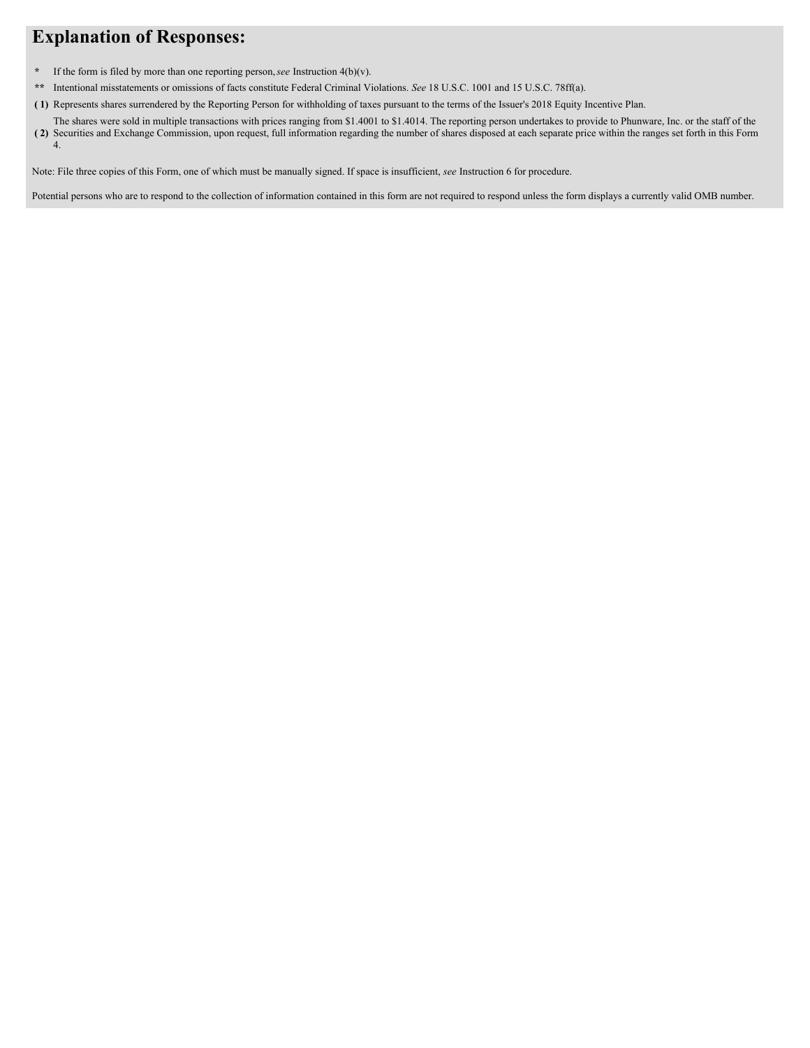# Explanation of Responses:

| | |
|---|---|
| * | If the form is filed by more than one reporting person, *see* Instruction 4(b)(v). |
| ** | Intentional misstatements or omissions of facts constitute Federal Criminal Violations. *See* 18 U.S.C. 1001 and 15 U.S.C. 78ff(a). |
| ( 1) | Represents shares surrendered by the Reporting Person for withholding of taxes pursuant to the terms of the Issuer's 2018 Equity Incentive Plan. |
| ( 2) | The shares were sold in multiple transactions with prices ranging from $1.4001 to $1.4014. The reporting person undertakes to provide to Phunware, Inc. or the staff of the Securities and Exchange Commission, upon request, full information regarding the number of shares disposed at each separate price within the ranges set forth in this Form 4. |

Note: File three copies of this Form, one of which must be manually signed. If space is insufficient, *see* Instruction 6 for procedure.

Potential persons who are to respond to the collection of information contained in this form are not required to respond unless the form displays a currently valid OMB number.